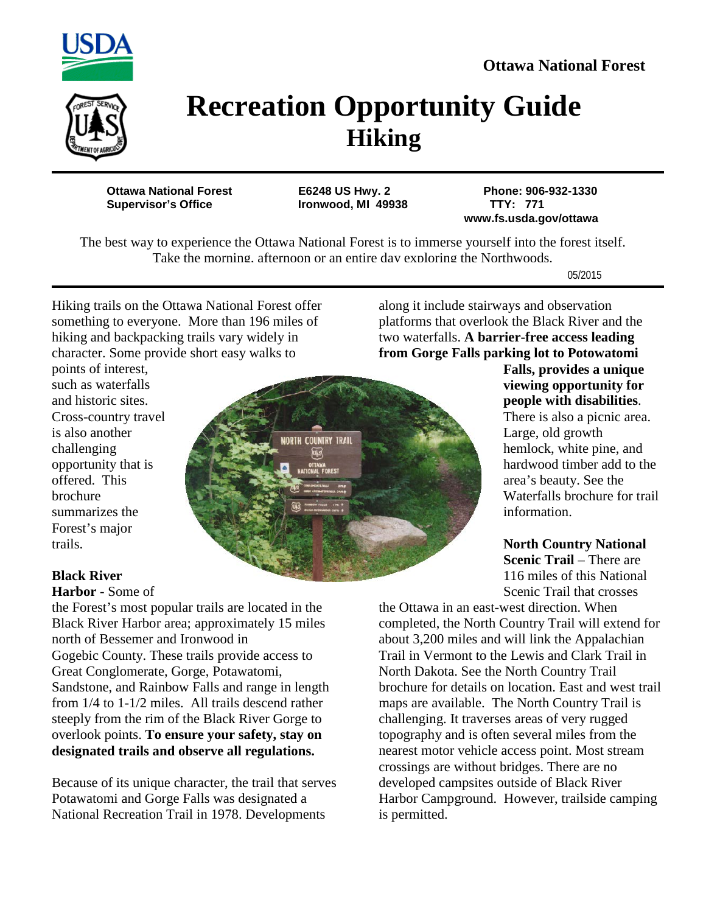Ottawa National Forest

# Recreation Opportunity Guide
## Hiking

**Ottawa National Forest**
**Supervisor's Office**

**E6248 US Hwy. 2**
**Ironwood, MI 49938**

**Phone: 906-932-1330**
**TTY: 771**
**www.fs.usda.gov/ottawa**

The best way to experience the Ottawa National Forest is to immerse yourself into the forest itself. Take the morning, afternoon or an entire day exploring the Northwoods.

05/2015

Hiking trails on the Ottawa National Forest offer something to everyone. More than 196 miles of hiking and backpacking trails vary widely in character. Some provide short easy walks to points of interest, such as waterfalls and historic sites. Cross-country travel is also another challenging opportunity that is offered. This brochure summarizes the Forest's major trails.

**Black River Harbor** - Some of the Forest's most popular trails are located in the Black River Harbor area; approximately 15 miles north of Bessemer and Ironwood in Gogebic County. These trails provide access to Great Conglomerate, Gorge, Potawatomi, Sandstone, and Rainbow Falls and range in length from 1/4 to 1-1/2 miles. All trails descend rather steeply from the rim of the Black River Gorge to overlook points. **To ensure your safety, stay on designated trails and observe all regulations.**

Because of its unique character, the trail that serves Potawatomi and Gorge Falls was designated a National Recreation Trail in 1978. Developments along it include stairways and observation platforms that overlook the Black River and the two waterfalls. **A barrier-free access leading from Gorge Falls parking lot to Potowatomi Falls, provides a unique viewing opportunity for people with disabilities**. There is also a picnic area. Large, old growth hemlock, white pine, and hardwood timber add to the area's beauty. See the Waterfalls brochure for trail information.

**North Country National Scenic Trail** – There are 116 miles of this National Scenic Trail that crosses the Ottawa in an east-west direction. When completed, the North Country Trail will extend for about 3,200 miles and will link the Appalachian Trail in Vermont to the Lewis and Clark Trail in North Dakota. See the North Country Trail brochure for details on location. East and west trail maps are available. The North Country Trail is challenging. It traverses areas of very rugged topography and is often several miles from the nearest motor vehicle access point. Most stream crossings are without bridges. There are no developed campsites outside of Black River Harbor Campground. However, trailside camping is permitted.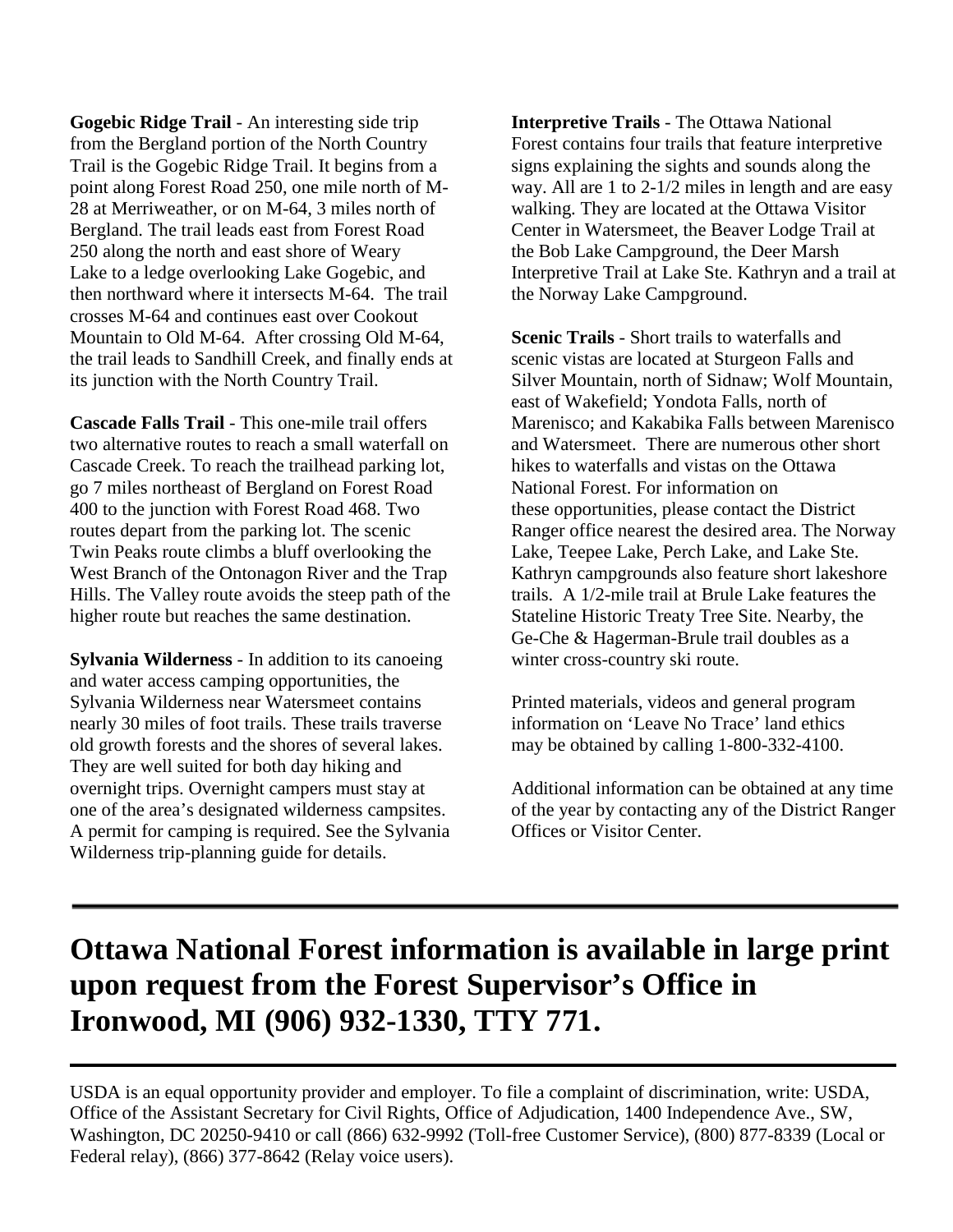**Gogebic Ridge Trail** - An interesting side trip from the Bergland portion of the North Country Trail is the Gogebic Ridge Trail. It begins from a point along Forest Road 250, one mile north of M-28 at Merriweather, or on M-64, 3 miles north of Bergland. The trail leads east from Forest Road 250 along the north and east shore of Weary Lake to a ledge overlooking Lake Gogebic, and then northward where it intersects M-64. The trail crosses M-64 and continues east over Cookout Mountain to Old M-64. After crossing Old M-64, the trail leads to Sandhill Creek, and finally ends at its junction with the North Country Trail.

**Cascade Falls Trail** - This one-mile trail offers two alternative routes to reach a small waterfall on Cascade Creek. To reach the trailhead parking lot, go 7 miles northeast of Bergland on Forest Road 400 to the junction with Forest Road 468. Two routes depart from the parking lot. The scenic Twin Peaks route climbs a bluff overlooking the West Branch of the Ontonagon River and the Trap Hills. The Valley route avoids the steep path of the higher route but reaches the same destination.

**Sylvania Wilderness** - In addition to its canoeing and water access camping opportunities, the Sylvania Wilderness near Watersmeet contains nearly 30 miles of foot trails. These trails traverse old growth forests and the shores of several lakes. They are well suited for both day hiking and overnight trips. Overnight campers must stay at one of the area's designated wilderness campsites. A permit for camping is required. See the Sylvania Wilderness trip-planning guide for details.

**Interpretive Trails** - The Ottawa National Forest contains four trails that feature interpretive signs explaining the sights and sounds along the way. All are 1 to 2-1/2 miles in length and are easy walking. They are located at the Ottawa Visitor Center in Watersmeet, the Beaver Lodge Trail at the Bob Lake Campground, the Deer Marsh Interpretive Trail at Lake Ste. Kathryn and a trail at the Norway Lake Campground.

**Scenic Trails** - Short trails to waterfalls and scenic vistas are located at Sturgeon Falls and Silver Mountain, north of Sidnaw; Wolf Mountain, east of Wakefield; Yondota Falls, north of Marenisco; and Kakabika Falls between Marenisco and Watersmeet. There are numerous other short hikes to waterfalls and vistas on the Ottawa National Forest. For information on these opportunities, please contact the District Ranger office nearest the desired area. The Norway Lake, Teepee Lake, Perch Lake, and Lake Ste. Kathryn campgrounds also feature short lakeshore trails. A 1/2-mile trail at Brule Lake features the Stateline Historic Treaty Tree Site. Nearby, the Ge-Che & Hagerman-Brule trail doubles as a winter cross-country ski route.

Printed materials, videos and general program information on 'Leave No Trace' land ethics may be obtained by calling 1-800-332-4100.

Additional information can be obtained at any time of the year by contacting any of the District Ranger Offices or Visitor Center.

---

## Ottawa National Forest information is available in large print upon request from the Forest Supervisor's Office in Ironwood, MI (906) 932-1330, TTY 771.

---

USDA is an equal opportunity provider and employer. To file a complaint of discrimination, write: USDA, Office of the Assistant Secretary for Civil Rights, Office of Adjudication, 1400 Independence Ave., SW, Washington, DC 20250-9410 or call (866) 632-9992 (Toll-free Customer Service), (800) 877-8339 (Local or Federal relay), (866) 377-8642 (Relay voice users).